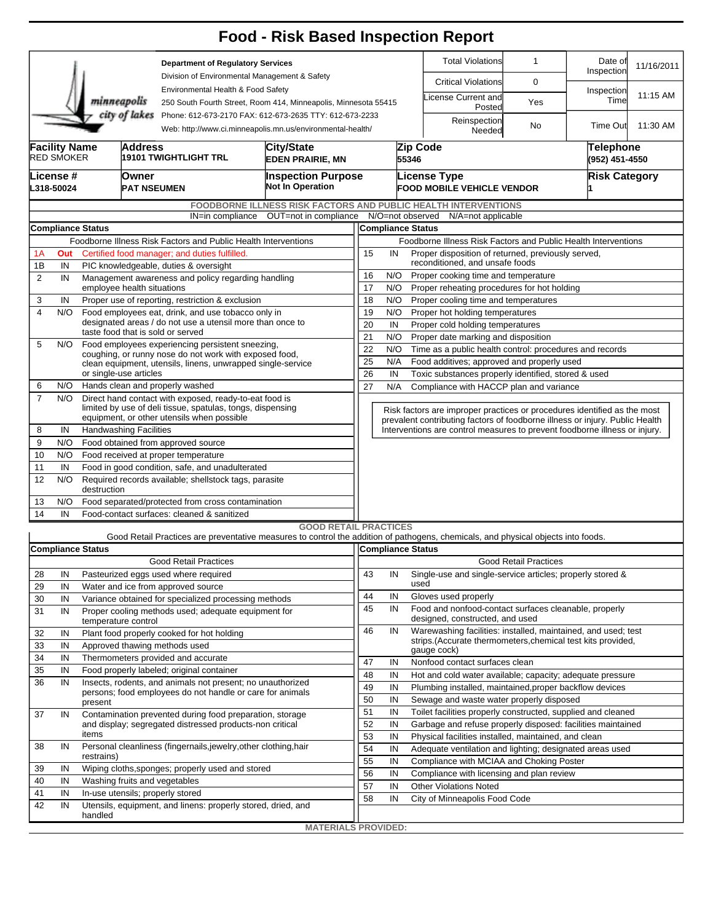# Food - Risk Based Inspection Report

**Department of Regulatory Services**
Division of Environmental Management & Safety
Environmental Health & Food Safety
250 South Fourth Street, Room 414, Minneapolis, Minnesota 55415
Phone: 612-673-2170 FAX: 612-673-2635 TTY: 612-673-2233
Web: http://www.ci.minneapolis.mn.us/environmental-health/

| | | | |
|---|---|---|---|
| Total Violations | 1 | Date of Inspection | 11/16/2011 |
| Critical Violations | 0 | Inspection Time | 11:15 AM |
| License Current and Posted | Yes | | |
| Reinspection Needed | No | Time Out | 11:30 AM |

| Facility Name | Address | City/State | Zip Code | Telephone |
|---|---|---|---|---|
| RED SMOKER | 19101 TWIGHTLIGHT TRL | EDEN PRAIRIE, MN | 55346 | (952) 451-4550 |
| **License #** | **Owner** | **Inspection Purpose** | **License Type** | **Risk Category** |
| L318-50024 | PAT NSEUMEN | Not In Operation | FOOD MOBILE VEHICLE VENDOR | 1 |

## FOODBORNE ILLNESS RISK FACTORS AND PUBLIC HEALTH INTERVENTIONS

IN=in compliance OUT=not in compliance N/O=not observed N/A=not applicable

**Compliance Status**

Foodborne Illness Risk Factors and Public Health Interventions

| # | Status | Item |
|---|---|---|
| 1A | Out | Certified food manager; and duties fulfilled. |
| 1B | IN | PIC knowledgeable, duties & oversight |
| 2 | IN | Management awareness and policy regarding handling employee health situations |
| 3 | IN | Proper use of reporting, restriction & exclusion |
| 4 | N/O | Food employees eat, drink, and use tobacco only in designated areas / do not use a utensil more than once to taste food that is sold or served |
| 5 | N/O | Food employees experiencing persistent sneezing, coughing, or runny nose do not work with exposed food, clean equipment, utensils, linens, unwrapped single-service or single-use articles |
| 6 | N/O | Hands clean and properly washed |
| 7 | N/O | Direct hand contact with exposed, ready-to-eat food is limited by use of deli tissue, spatulas, tongs, dispensing equipment, or other utensils when possible |
| 8 | IN | Handwashing Facilities |
| 9 | N/O | Food obtained from approved source |
| 10 | N/O | Food received at proper temperature |
| 11 | IN | Food in good condition, safe, and unadulterated |
| 12 | N/O | Required records available; shellstock tags, parasite destruction |
| 13 | N/O | Food separated/protected from cross contamination |
| 14 | IN | Food-contact surfaces: cleaned & sanitized |
| 15 | IN | Proper disposition of returned, previously served, reconditioned, and unsafe foods |
| 16 | N/O | Proper cooking time and temperature |
| 17 | N/O | Proper reheating procedures for hot holding |
| 18 | N/O | Proper cooling time and temperatures |
| 19 | N/O | Proper hot holding temperatures |
| 20 | IN | Proper cold holding temperatures |
| 21 | N/O | Proper date marking and disposition |
| 22 | N/O | Time as a public health control: procedures and records |
| 25 | N/A | Food additives; approved and properly used |
| 26 | IN | Toxic substances properly identified, stored & used |
| 27 | N/A | Compliance with HACCP plan and variance |

Risk factors are improper practices or procedures identified as the most prevalent contributing factors of foodborne illness or injury. Public Health Interventions are control measures to prevent foodborne illness or injury.

## GOOD RETAIL PRACTICES

Good Retail Practices are preventative measures to control the addition of pathogens, chemicals, and physical objects into foods.

**Compliance Status**

| # | Status | Good Retail Practices |
|---|---|---|
| 28 | IN | Pasteurized eggs used where required |
| 29 | IN | Water and ice from approved source |
| 30 | IN | Variance obtained for specialized processing methods |
| 31 | IN | Proper cooling methods used; adequate equipment for temperature control |
| 32 | IN | Plant food properly cooked for hot holding |
| 33 | IN | Approved thawing methods used |
| 34 | IN | Thermometers provided and accurate |
| 35 | IN | Food properly labeled; original container |
| 36 | IN | Insects, rodents, and animals not present; no unauthorized persons; food employees do not handle or care for animals present |
| 37 | IN | Contamination prevented during food preparation, storage and display; segregated distressed products-non critical items |
| 38 | IN | Personal cleanliness (fingernails,jewelry,other clothing,hair restrains) |
| 39 | IN | Wiping cloths,sponges; properly used and stored |
| 40 | IN | Washing fruits and vegetables |
| 41 | IN | In-use utensils; properly stored |
| 42 | IN | Utensils, equipment, and linens: properly stored, dried, and handled |
| 43 | IN | Single-use and single-service articles; properly stored & used |
| 44 | IN | Gloves used properly |
| 45 | IN | Food and nonfood-contact surfaces cleanable, properly designed, constructed, and used |
| 46 | IN | Warewashing facilities: installed, maintained, and used; test strips.(Accurate thermometers,chemical test kits provided, gauge cock) |
| 47 | IN | Nonfood contact surfaces clean |
| 48 | IN | Hot and cold water available; capacity; adequate pressure |
| 49 | IN | Plumbing installed, maintained,proper backflow devices |
| 50 | IN | Sewage and waste water properly disposed |
| 51 | IN | Toilet facilities properly constructed, supplied and cleaned |
| 52 | IN | Garbage and refuse properly disposed: facilities maintained |
| 53 | IN | Physical facilities installed, maintained, and clean |
| 54 | IN | Adequate ventilation and lighting; designated areas used |
| 55 | IN | Compliance with MCIAA and Choking Poster |
| 56 | IN | Compliance with licensing and plan review |
| 57 | IN | Other Violations Noted |
| 58 | IN | City of Minneapolis Food Code |

**MATERIALS PROVIDED:**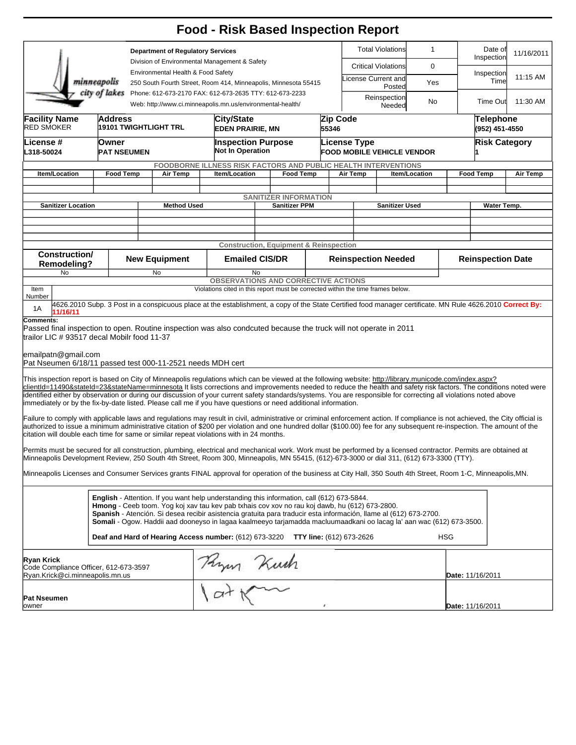# Food - Risk Based Inspection Report

**Department of Regulatory Services**
Division of Environmental Management & Safety
Environmental Health & Food Safety
250 South Fourth Street, Room 414, Minneapolis, Minnesota 55415
Phone: 612-673-2170 FAX: 612-673-2635 TTY: 612-673-2233
Web: http://www.ci.minneapolis.mn.us/environmental-health/

minneapolis city of lakes

| | | | |
|---|---|---|---|
| Total Violations | 1 | Date of Inspection | 11/16/2011 |
| Critical Violations | 0 | | |
| License Current and Posted | Yes | Inspection Time | 11:15 AM |
| Reinspection Needed | No | Time Out | 11:30 AM |

| Facility Name | Address | City/State | Zip Code | Telephone |
|---|---|---|---|---|
| RED SMOKER | 19101 TWIGHTLIGHT TRL | EDEN PRAIRIE, MN | 55346 | (952) 451-4550 |

| License # | Owner | Inspection Purpose | License Type | Risk Category |
|---|---|---|---|---|
| L318-50024 | PAT NSEUMEN | Not In Operation | FOOD MOBILE VEHICLE VENDOR | 1 |

**FOODBORNE ILLNESS RISK FACTORS AND PUBLIC HEALTH INTERVENTIONS**

| Item/Location | Food Temp | Air Temp | Item/Location | Food Temp | Air Temp | Item/Location | Food Temp | Air Temp |
|---|---|---|---|---|---|---|---|---|
| | | | | | | | | |

**SANITIZER INFORMATION**

| Sanitizer Location | Method Used | Sanitizer PPM | Sanitizer Used | Water Temp. |
|---|---|---|---|---|
| | | | | |

**Construction, Equipment & Reinspection**

| Construction/ Remodeling? | New Equipment | Emailed CIS/DR | Reinspection Needed | Reinspection Date |
|---|---|---|---|---|
| No | No | No | | |

**OBSERVATIONS AND CORRECTIVE ACTIONS**

Violations cited in this report must be corrected within the time frames below.

| Item Number | |
|---|---|
| 1A | 4626.2010 Subp. 3 Post in a conspicuous place at the establishment, a copy of the State Certified food manager certificate. MN Rule 4626.2010 **Correct By: 11/16/11** |

**Comments:**

Passed final inspection to open. Routine inspection was also condcuted because the truck will not operate in 2011
trailor LIC # 93517 decal Mobilr food 11-37

emailpatn@gmail.com
Pat Nseumen 6/18/11 passed test 000-11-2521 needs MDH cert

This inspection report is based on City of Minneapolis regulations which can be viewed at the following website: http://library.municode.com/index.aspx?clientId=11490&stateId=23&stateName=minnesota It lists corrections and improvements needed to reduce the health and safety risk factors. The conditions noted were identified either by observation or during our discussion of your current safety standards/systems. You are responsible for correcting all violations noted above immediately or by the fix-by-date listed. Please call me if you have questions or need additional information.

Failure to comply with applicable laws and regulations may result in civil, administrative or criminal enforcement action. If compliance is not achieved, the City official is authorized to issue a minimum administrative citation of $200 per violation and one hundred dollar ($100.00) fee for any subsequent re-inspection. The amount of the citation will double each time for same or similar repeat violations with in 24 months.

Permits must be secured for all construction, plumbing, electrical and mechanical work. Work must be performed by a licensed contractor. Permits are obtained at Minneapolis Development Review, 250 South 4th Street, Room 300, Minneapolis, MN 55415, (612)-673-3000 or dial 311, (612) 673-3300 (TTY).

Minneapolis Licenses and Consumer Services grants FINAL approval for operation of the business at City Hall, 350 South 4th Street, Room 1-C, Minneapolis,MN.

**English** - Attention. If you want help understanding this information, call (612) 673-5844.
**Hmong** - Ceeb toom. Yog koj xav tau kev pab txhais cov xov no rau koj dawb, hu (612) 673-2800.
**Spanish** - Atención. Si desea recibir asistencia gratuita para traducir esta información, llame al (612) 673-2700.
**Somali** - Ogow. Haddii aad dooneyso in lagaa kaalmeeyo tarjamadda macluumaadkani oo lacag la' aan wac (612) 673-3500.

**Deaf and Hard of Hearing Access number:** (612) 673-3220 **TTY line:** (612) 673-2626 HSG

**Ryan Krick**
Code Compliance Officer, 612-673-3597
Ryan.Krick@ci.minneapolis.mn.us
**Date:** 11/16/2011

**Pat Nseumen**
owner
**Date:** 11/16/2011